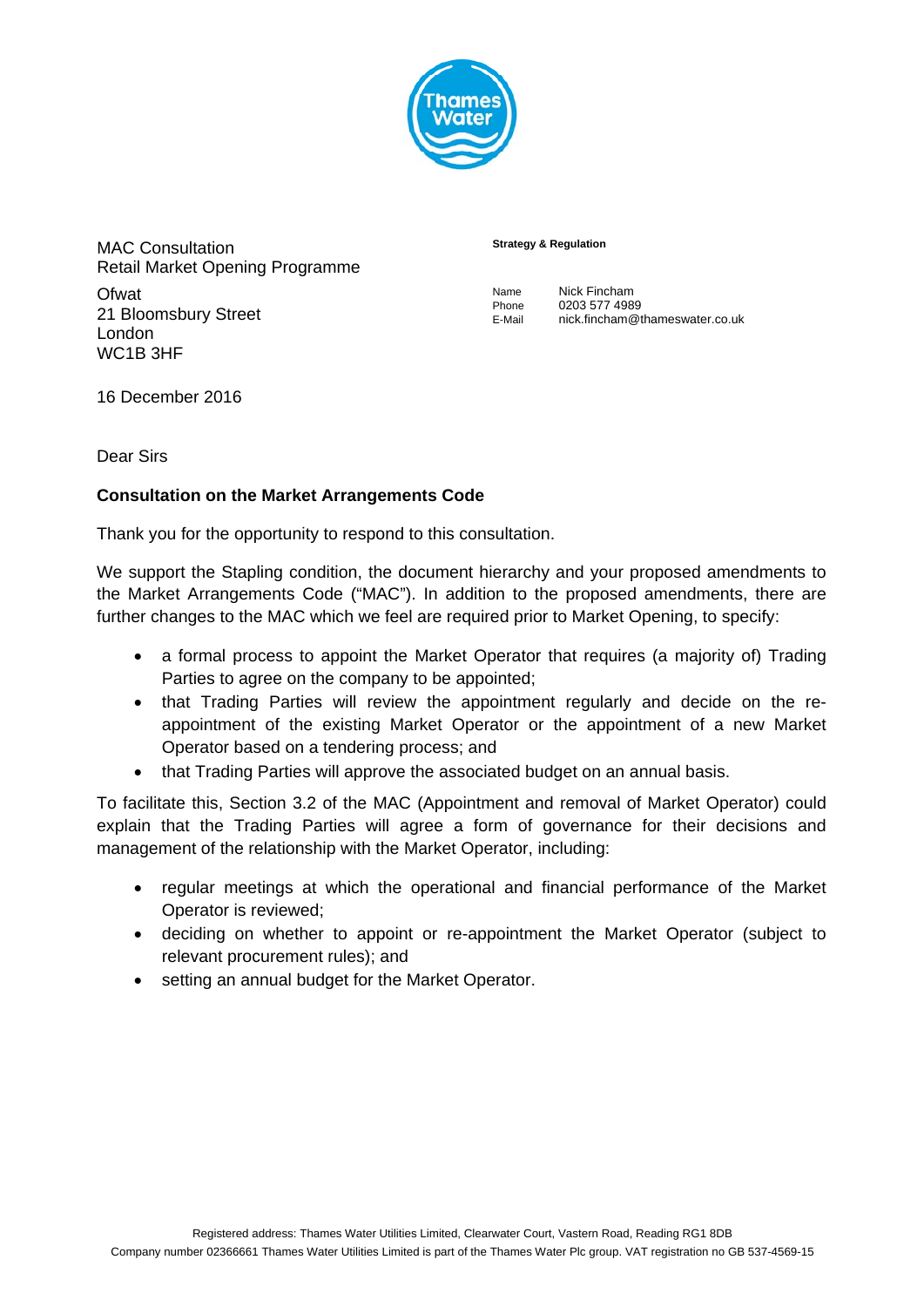MAC Consultation
Retail Market Opening Programme

Ofwat
21 Bloomsbury Street
London
WC1B 3HF

**Strategy & Regulation**

Name Nick Fincham
Phone 0203 577 4989
E-Mail nick.fincham@thameswater.co.uk

16 December 2016

Dear Sirs

**Consultation on the Market Arrangements Code**

Thank you for the opportunity to respond to this consultation.

We support the Stapling condition, the document hierarchy and your proposed amendments to the Market Arrangements Code ("MAC"). In addition to the proposed amendments, there are further changes to the MAC which we feel are required prior to Market Opening, to specify:

- a formal process to appoint the Market Operator that requires (a majority of) Trading Parties to agree on the company to be appointed;
- that Trading Parties will review the appointment regularly and decide on the re-appointment of the existing Market Operator or the appointment of a new Market Operator based on a tendering process; and
- that Trading Parties will approve the associated budget on an annual basis.

To facilitate this, Section 3.2 of the MAC (Appointment and removal of Market Operator) could explain that the Trading Parties will agree a form of governance for their decisions and management of the relationship with the Market Operator, including:

- regular meetings at which the operational and financial performance of the Market Operator is reviewed;
- deciding on whether to appoint or re-appointment the Market Operator (subject to relevant procurement rules); and
- setting an annual budget for the Market Operator.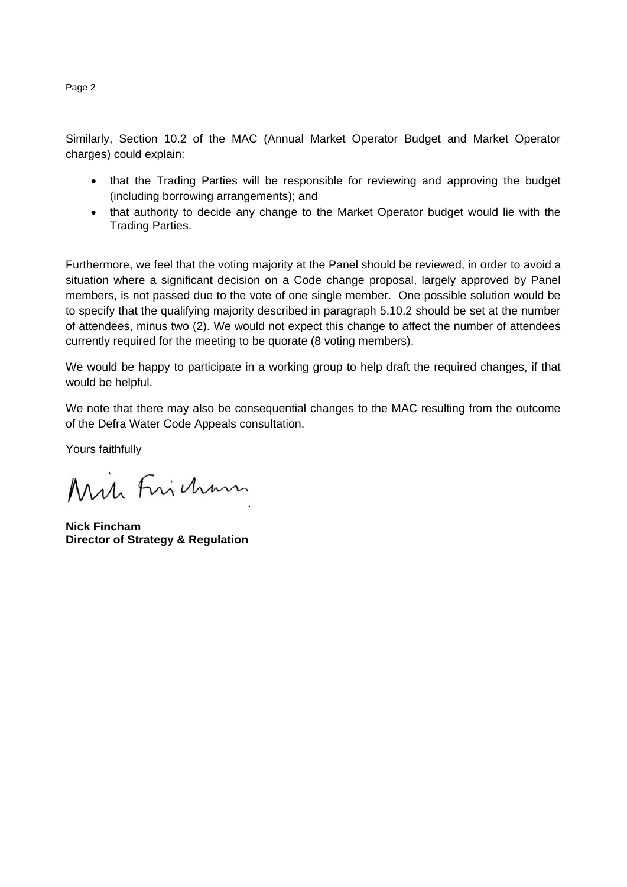Similarly, Section 10.2 of the MAC (Annual Market Operator Budget and Market Operator charges) could explain:

- that the Trading Parties will be responsible for reviewing and approving the budget (including borrowing arrangements); and
- that authority to decide any change to the Market Operator budget would lie with the Trading Parties.

Furthermore, we feel that the voting majority at the Panel should be reviewed, in order to avoid a situation where a significant decision on a Code change proposal, largely approved by Panel members, is not passed due to the vote of one single member. One possible solution would be to specify that the qualifying majority described in paragraph 5.10.2 should be set at the number of attendees, minus two (2). We would not expect this change to affect the number of attendees currently required for the meeting to be quorate (8 voting members).

We would be happy to participate in a working group to help draft the required changes, if that would be helpful.

We note that there may also be consequential changes to the MAC resulting from the outcome of the Defra Water Code Appeals consultation.

Yours faithfully

Nick Fincham

**Nick Fincham**
**Director of Strategy & Regulation**